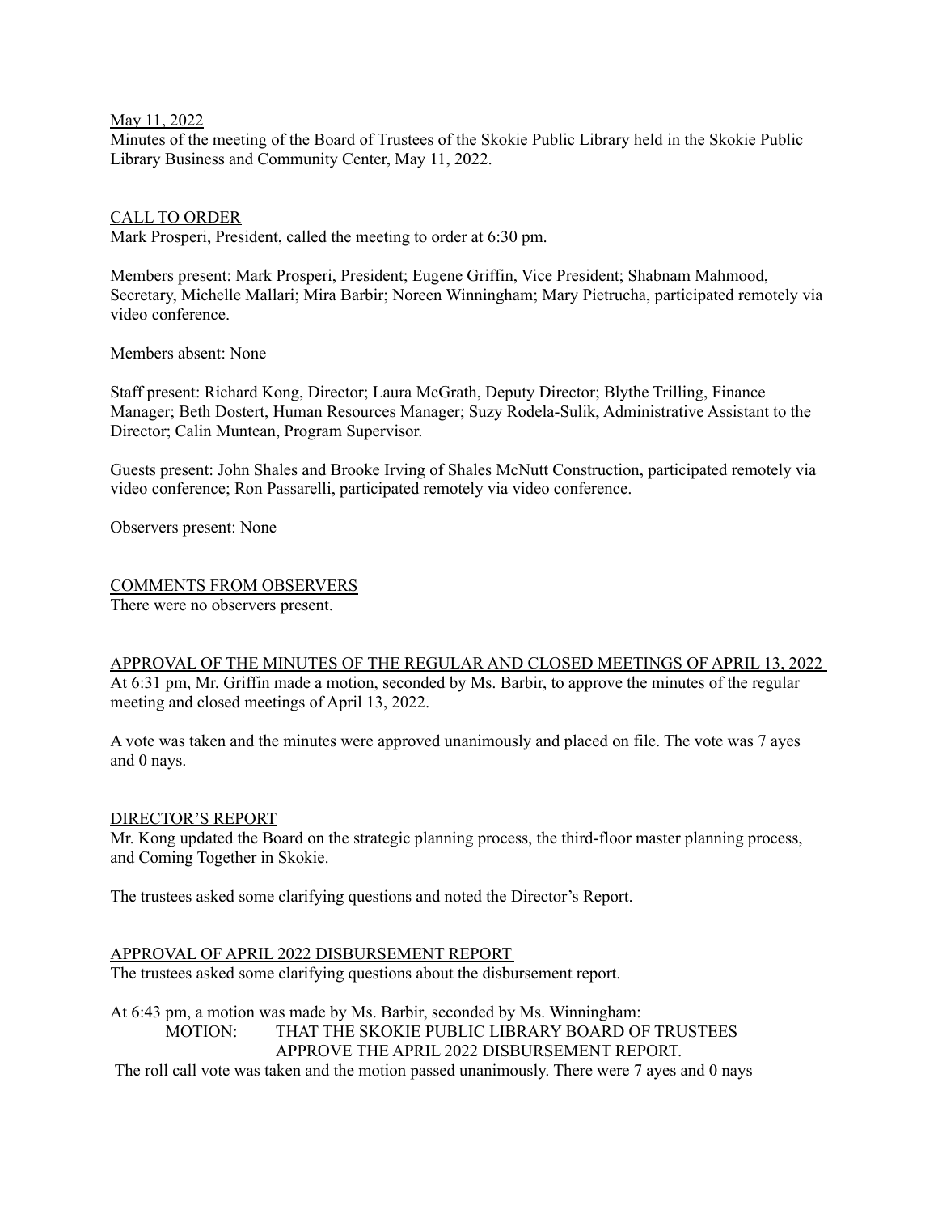May 11, 2022

Minutes of the meeting of the Board of Trustees of the Skokie Public Library held in the Skokie Public Library Business and Community Center, May 11, 2022.

## CALL TO ORDER

Mark Prosperi, President, called the meeting to order at 6:30 pm.

Members present: Mark Prosperi, President; Eugene Griffin, Vice President; Shabnam Mahmood, Secretary, Michelle Mallari; Mira Barbir; Noreen Winningham; Mary Pietrucha, participated remotely via video conference.

Members absent: None

Staff present: Richard Kong, Director; Laura McGrath, Deputy Director; Blythe Trilling, Finance Manager; Beth Dostert, Human Resources Manager; Suzy Rodela-Sulik, Administrative Assistant to the Director; Calin Muntean, Program Supervisor.

Guests present: John Shales and Brooke Irving of Shales McNutt Construction, participated remotely via video conference; Ron Passarelli, participated remotely via video conference.

Observers present: None

## COMMENTS FROM OBSERVERS

There were no observers present.

## APPROVAL OF THE MINUTES OF THE REGULAR AND CLOSED MEETINGS OF APRIL 13, 2022

At 6:31 pm, Mr. Griffin made a motion, seconded by Ms. Barbir, to approve the minutes of the regular meeting and closed meetings of April 13, 2022.

A vote was taken and the minutes were approved unanimously and placed on file. The vote was 7 ayes and 0 nays.

## DIRECTOR'S REPORT

Mr. Kong updated the Board on the strategic planning process, the third-floor master planning process, and Coming Together in Skokie.

The trustees asked some clarifying questions and noted the Director's Report.

## APPROVAL OF APRIL 2022 DISBURSEMENT REPORT

The trustees asked some clarifying questions about the disbursement report.

At 6:43 pm, a motion was made by Ms. Barbir, seconded by Ms. Winningham:

MOTION: THAT THE SKOKIE PUBLIC LIBRARY BOARD OF TRUSTEES APPROVE THE APRIL 2022 DISBURSEMENT REPORT.

The roll call vote was taken and the motion passed unanimously. There were 7 ayes and 0 nays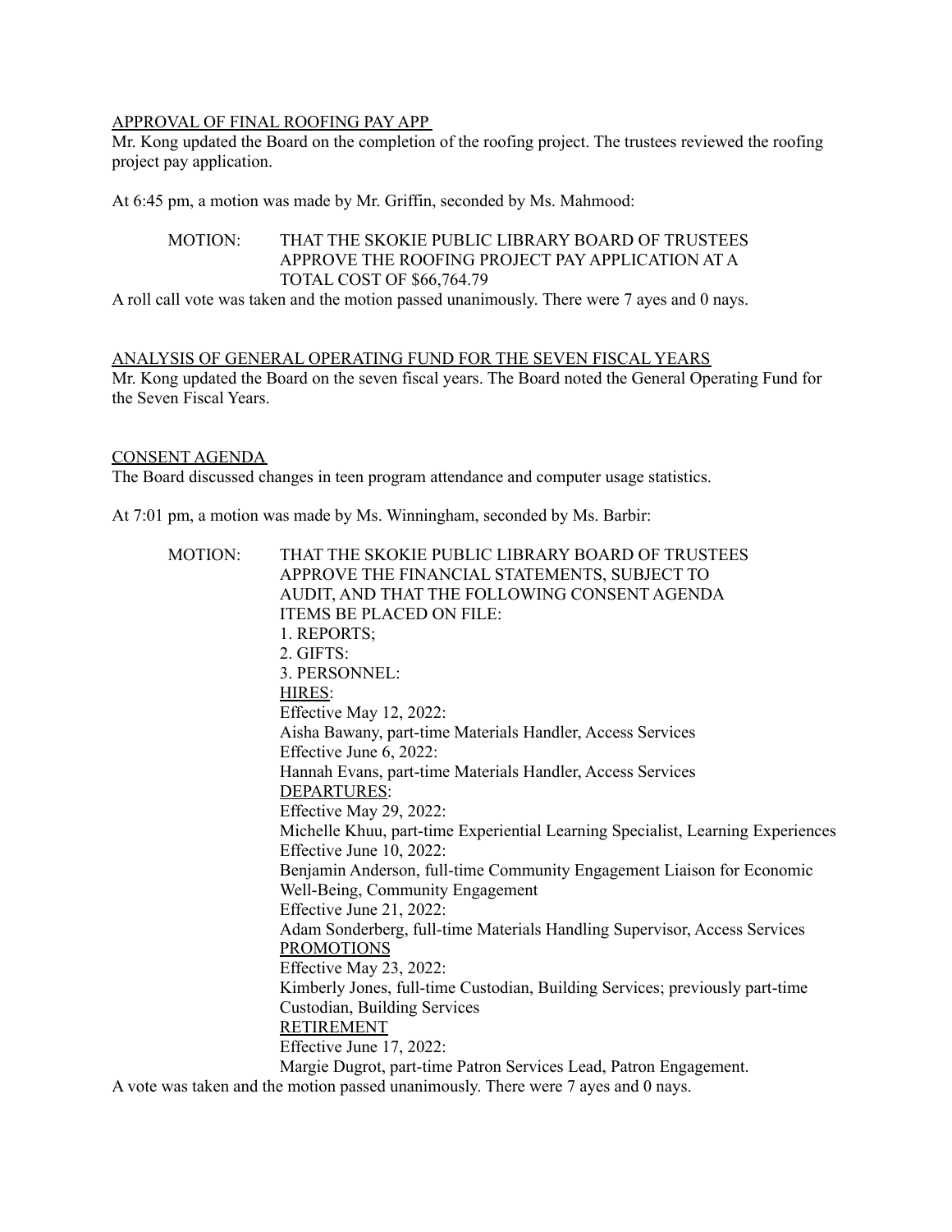APPROVAL OF FINAL ROOFING PAY APP

Mr. Kong updated the Board on the completion of the roofing project. The trustees reviewed the roofing project pay application.

At 6:45 pm, a motion was made by Mr. Griffin, seconded by Ms. Mahmood:

> MOTION: THAT THE SKOKIE PUBLIC LIBRARY BOARD OF TRUSTEES APPROVE THE ROOFING PROJECT PAY APPLICATION AT A TOTAL COST OF $66,764.79

A roll call vote was taken and the motion passed unanimously. There were 7 ayes and 0 nays.

ANALYSIS OF GENERAL OPERATING FUND FOR THE SEVEN FISCAL YEARS

Mr. Kong updated the Board on the seven fiscal years. The Board noted the General Operating Fund for the Seven Fiscal Years.

CONSENT AGENDA

The Board discussed changes in teen program attendance and computer usage statistics.

At 7:01 pm, a motion was made by Ms. Winningham, seconded by Ms. Barbir:

> MOTION: THAT THE SKOKIE PUBLIC LIBRARY BOARD OF TRUSTEES APPROVE THE FINANCIAL STATEMENTS, SUBJECT TO AUDIT, AND THAT THE FOLLOWING CONSENT AGENDA ITEMS BE PLACED ON FILE:
> 1. REPORTS;
> 2. GIFTS:
> 3. PERSONNEL:
>
> HIRES:
> Effective May 12, 2022:
> Aisha Bawany, part-time Materials Handler, Access Services
> Effective June 6, 2022:
> Hannah Evans, part-time Materials Handler, Access Services
>
> DEPARTURES:
> Effective May 29, 2022:
> Michelle Khuu, part-time Experiential Learning Specialist, Learning Experiences
> Effective June 10, 2022:
> Benjamin Anderson, full-time Community Engagement Liaison for Economic Well-Being, Community Engagement
> Effective June 21, 2022:
> Adam Sonderberg, full-time Materials Handling Supervisor, Access Services
>
> PROMOTIONS
> Effective May 23, 2022:
> Kimberly Jones, full-time Custodian, Building Services; previously part-time Custodian, Building Services
>
> RETIREMENT
> Effective June 17, 2022:
> Margie Dugrot, part-time Patron Services Lead, Patron Engagement.

A vote was taken and the motion passed unanimously. There were 7 ayes and 0 nays.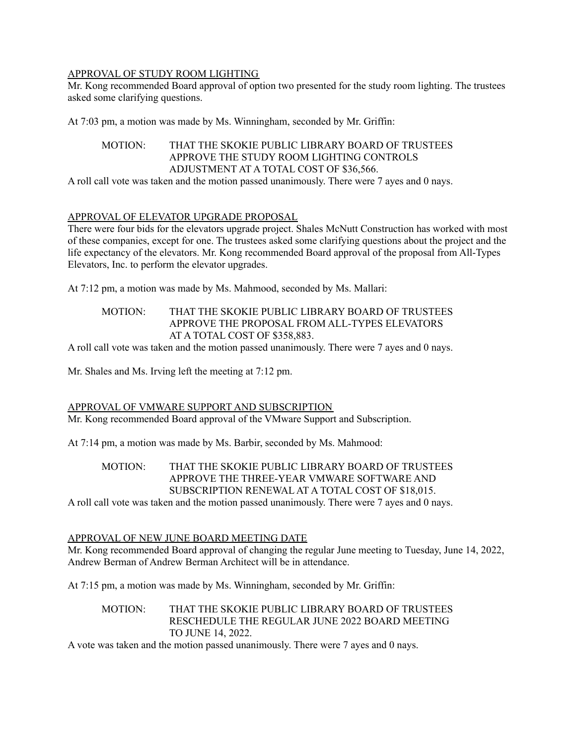APPROVAL OF STUDY ROOM LIGHTING

Mr. Kong recommended Board approval of option two presented for the study room lighting. The trustees asked some clarifying questions.

At 7:03 pm, a motion was made by Ms. Winningham, seconded by Mr. Griffin:

> MOTION: THAT THE SKOKIE PUBLIC LIBRARY BOARD OF TRUSTEES APPROVE THE STUDY ROOM LIGHTING CONTROLS ADJUSTMENT AT A TOTAL COST OF $36,566.

A roll call vote was taken and the motion passed unanimously. There were 7 ayes and 0 nays.

APPROVAL OF ELEVATOR UPGRADE PROPOSAL

There were four bids for the elevators upgrade project. Shales McNutt Construction has worked with most of these companies, except for one. The trustees asked some clarifying questions about the project and the life expectancy of the elevators. Mr. Kong recommended Board approval of the proposal from All-Types Elevators, Inc. to perform the elevator upgrades.

At 7:12 pm, a motion was made by Ms. Mahmood, seconded by Ms. Mallari:

> MOTION: THAT THE SKOKIE PUBLIC LIBRARY BOARD OF TRUSTEES APPROVE THE PROPOSAL FROM ALL-TYPES ELEVATORS AT A TOTAL COST OF $358,883.

A roll call vote was taken and the motion passed unanimously. There were 7 ayes and 0 nays.

Mr. Shales and Ms. Irving left the meeting at 7:12 pm.

APPROVAL OF VMWARE SUPPORT AND SUBSCRIPTION

Mr. Kong recommended Board approval of the VMware Support and Subscription.

At 7:14 pm, a motion was made by Ms. Barbir, seconded by Ms. Mahmood:

> MOTION: THAT THE SKOKIE PUBLIC LIBRARY BOARD OF TRUSTEES APPROVE THE THREE-YEAR VMWARE SOFTWARE AND SUBSCRIPTION RENEWAL AT A TOTAL COST OF $18,015.

A roll call vote was taken and the motion passed unanimously. There were 7 ayes and 0 nays.

APPROVAL OF NEW JUNE BOARD MEETING DATE

Mr. Kong recommended Board approval of changing the regular June meeting to Tuesday, June 14, 2022, Andrew Berman of Andrew Berman Architect will be in attendance.

At 7:15 pm, a motion was made by Ms. Winningham, seconded by Mr. Griffin:

> MOTION: THAT THE SKOKIE PUBLIC LIBRARY BOARD OF TRUSTEES RESCHEDULE THE REGULAR JUNE 2022 BOARD MEETING TO JUNE 14, 2022.

A vote was taken and the motion passed unanimously. There were 7 ayes and 0 nays.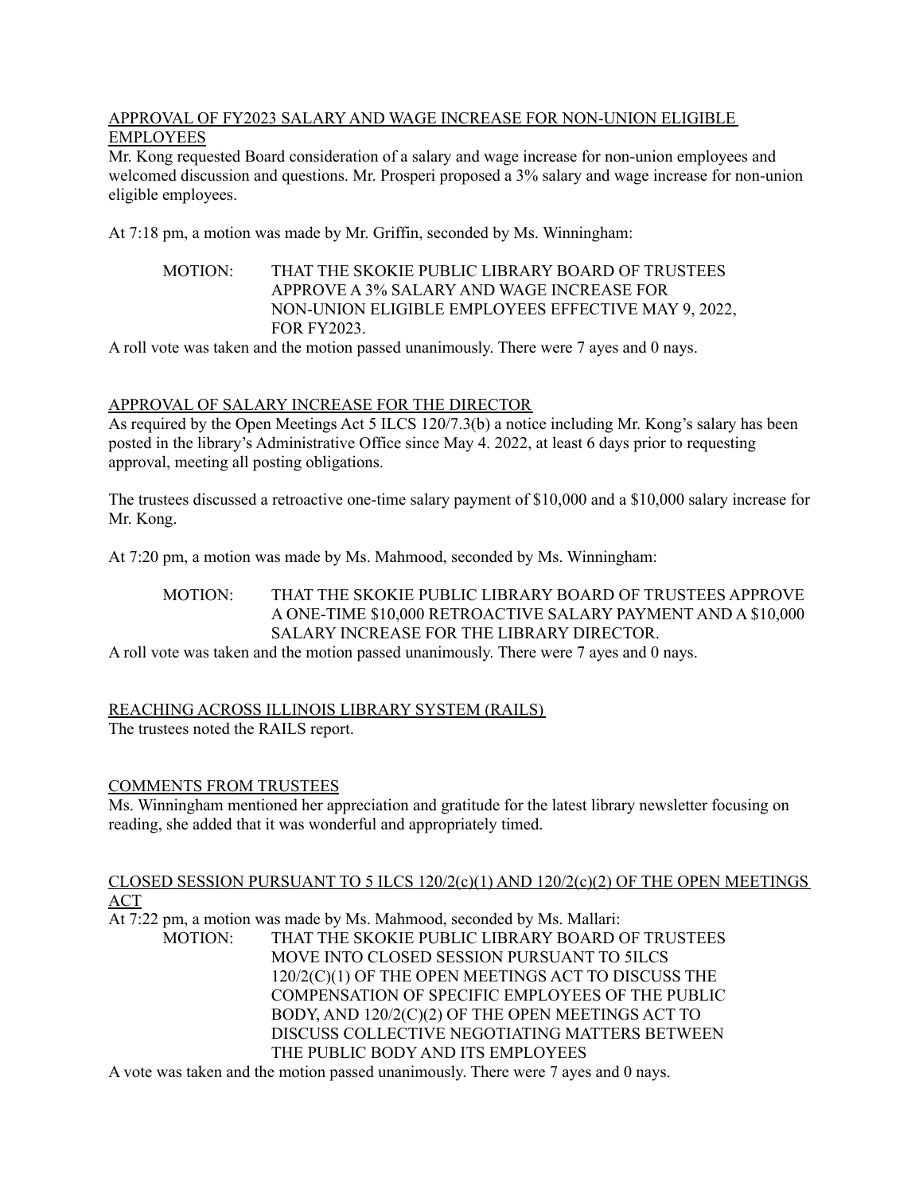APPROVAL OF FY2023 SALARY AND WAGE INCREASE FOR NON-UNION ELIGIBLE EMPLOYEES

Mr. Kong requested Board consideration of a salary and wage increase for non-union employees and welcomed discussion and questions. Mr. Prosperi proposed a 3% salary and wage increase for non-union eligible employees.

At 7:18 pm, a motion was made by Mr. Griffin, seconded by Ms. Winningham:

> MOTION: THAT THE SKOKIE PUBLIC LIBRARY BOARD OF TRUSTEES APPROVE A 3% SALARY AND WAGE INCREASE FOR NON-UNION ELIGIBLE EMPLOYEES EFFECTIVE MAY 9, 2022, FOR FY2023.

A roll vote was taken and the motion passed unanimously. There were 7 ayes and 0 nays.

APPROVAL OF SALARY INCREASE FOR THE DIRECTOR

As required by the Open Meetings Act 5 ILCS 120/7.3(b) a notice including Mr. Kong's salary has been posted in the library's Administrative Office since May 4. 2022, at least 6 days prior to requesting approval, meeting all posting obligations.

The trustees discussed a retroactive one-time salary payment of $10,000 and a $10,000 salary increase for Mr. Kong.

At 7:20 pm, a motion was made by Ms. Mahmood, seconded by Ms. Winningham:

> MOTION: THAT THE SKOKIE PUBLIC LIBRARY BOARD OF TRUSTEES APPROVE A ONE-TIME $10,000 RETROACTIVE SALARY PAYMENT AND A $10,000 SALARY INCREASE FOR THE LIBRARY DIRECTOR.

A roll vote was taken and the motion passed unanimously. There were 7 ayes and 0 nays.

REACHING ACROSS ILLINOIS LIBRARY SYSTEM (RAILS)

The trustees noted the RAILS report.

COMMENTS FROM TRUSTEES

Ms. Winningham mentioned her appreciation and gratitude for the latest library newsletter focusing on reading, she added that it was wonderful and appropriately timed.

CLOSED SESSION PURSUANT TO 5 ILCS 120/2(c)(1) AND 120/2(c)(2) OF THE OPEN MEETINGS ACT

At 7:22 pm, a motion was made by Ms. Mahmood, seconded by Ms. Mallari:

> MOTION: THAT THE SKOKIE PUBLIC LIBRARY BOARD OF TRUSTEES MOVE INTO CLOSED SESSION PURSUANT TO 5ILCS 120/2(C)(1) OF THE OPEN MEETINGS ACT TO DISCUSS THE COMPENSATION OF SPECIFIC EMPLOYEES OF THE PUBLIC BODY, AND 120/2(C)(2) OF THE OPEN MEETINGS ACT TO DISCUSS COLLECTIVE NEGOTIATING MATTERS BETWEEN THE PUBLIC BODY AND ITS EMPLOYEES

A vote was taken and the motion passed unanimously. There were 7 ayes and 0 nays.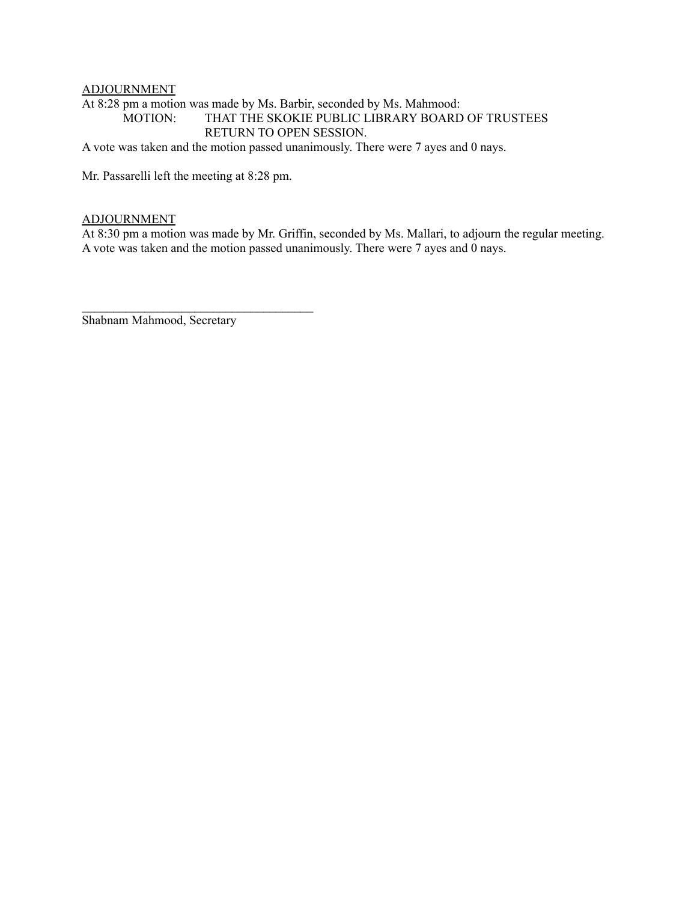<u>ADJOURNMENT</u>

At 8:28 pm a motion was made by Ms. Barbir, seconded by Ms. Mahmood:

MOTION: THAT THE SKOKIE PUBLIC LIBRARY BOARD OF TRUSTEES RETURN TO OPEN SESSION.

A vote was taken and the motion passed unanimously. There were 7 ayes and 0 nays.

Mr. Passarelli left the meeting at 8:28 pm.

<u>ADJOURNMENT</u>

At 8:30 pm a motion was made by Mr. Griffin, seconded by Ms. Mallari, to adjourn the regular meeting. A vote was taken and the motion passed unanimously. There were 7 ayes and 0 nays.

_______________________________________

Shabnam Mahmood, Secretary